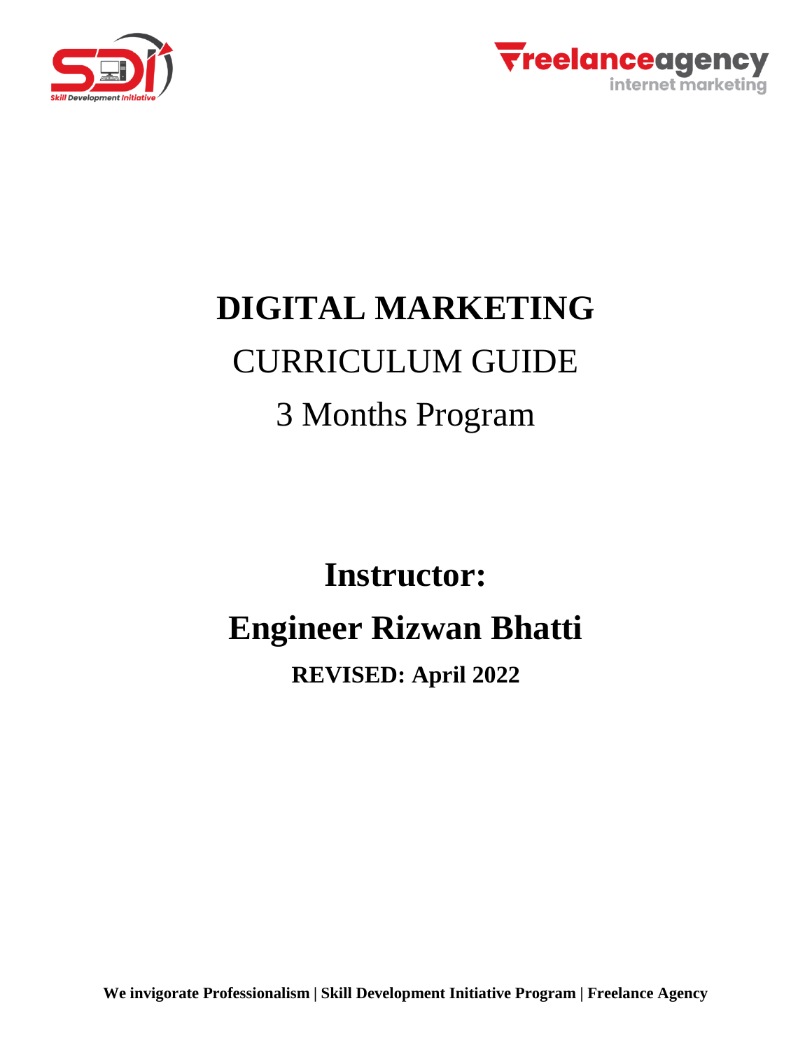# DIGITAL MARKETING

CURRICULUM GUIDE

3 Months Program

## Instructor:

## Engineer Rizwan Bhatti

**REVISED: April 2022**

**We invigorate Professionalism | Skill Development Initiative Program | Freelance Agency**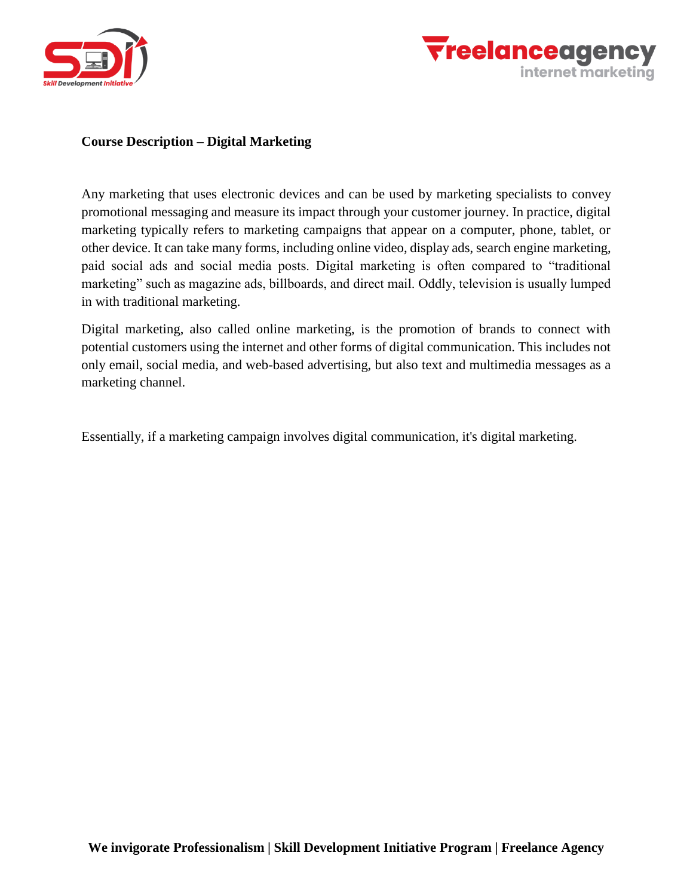**Course Description – Digital Marketing**

Any marketing that uses electronic devices and can be used by marketing specialists to convey promotional messaging and measure its impact through your customer journey. In practice, digital marketing typically refers to marketing campaigns that appear on a computer, phone, tablet, or other device. It can take many forms, including online video, display ads, search engine marketing, paid social ads and social media posts. Digital marketing is often compared to "traditional marketing" such as magazine ads, billboards, and direct mail. Oddly, television is usually lumped in with traditional marketing.

Digital marketing, also called online marketing, is the promotion of brands to connect with potential customers using the internet and other forms of digital communication. This includes not only email, social media, and web-based advertising, but also text and multimedia messages as a marketing channel.

Essentially, if a marketing campaign involves digital communication, it's digital marketing.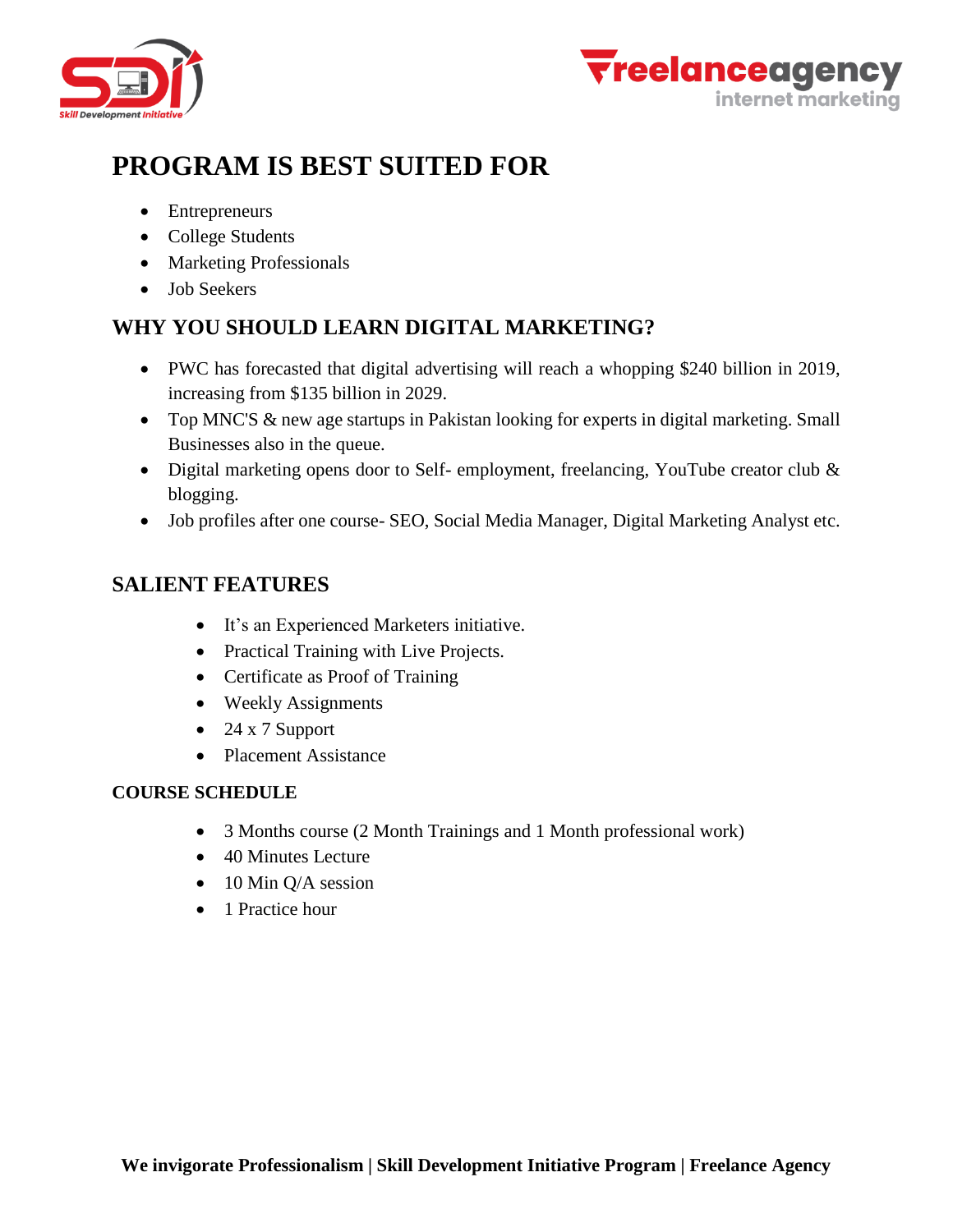# PROGRAM IS BEST SUITED FOR

- Entrepreneurs
- College Students
- Marketing Professionals
- Job Seekers

## WHY YOU SHOULD LEARN DIGITAL MARKETING?

- PWC has forecasted that digital advertising will reach a whopping $240 billion in 2019, increasing from $135 billion in 2029.
- Top MNC'S & new age startups in Pakistan looking for experts in digital marketing. Small Businesses also in the queue.
- Digital marketing opens door to Self- employment, freelancing, YouTube creator club & blogging.
- Job profiles after one course- SEO, Social Media Manager, Digital Marketing Analyst etc.

## SALIENT FEATURES

- It's an Experienced Marketers initiative.
- Practical Training with Live Projects.
- Certificate as Proof of Training
- Weekly Assignments
- 24 x 7 Support
- Placement Assistance

### COURSE SCHEDULE

- 3 Months course (2 Month Trainings and 1 Month professional work)
- 40 Minutes Lecture
- 10 Min Q/A session
- 1 Practice hour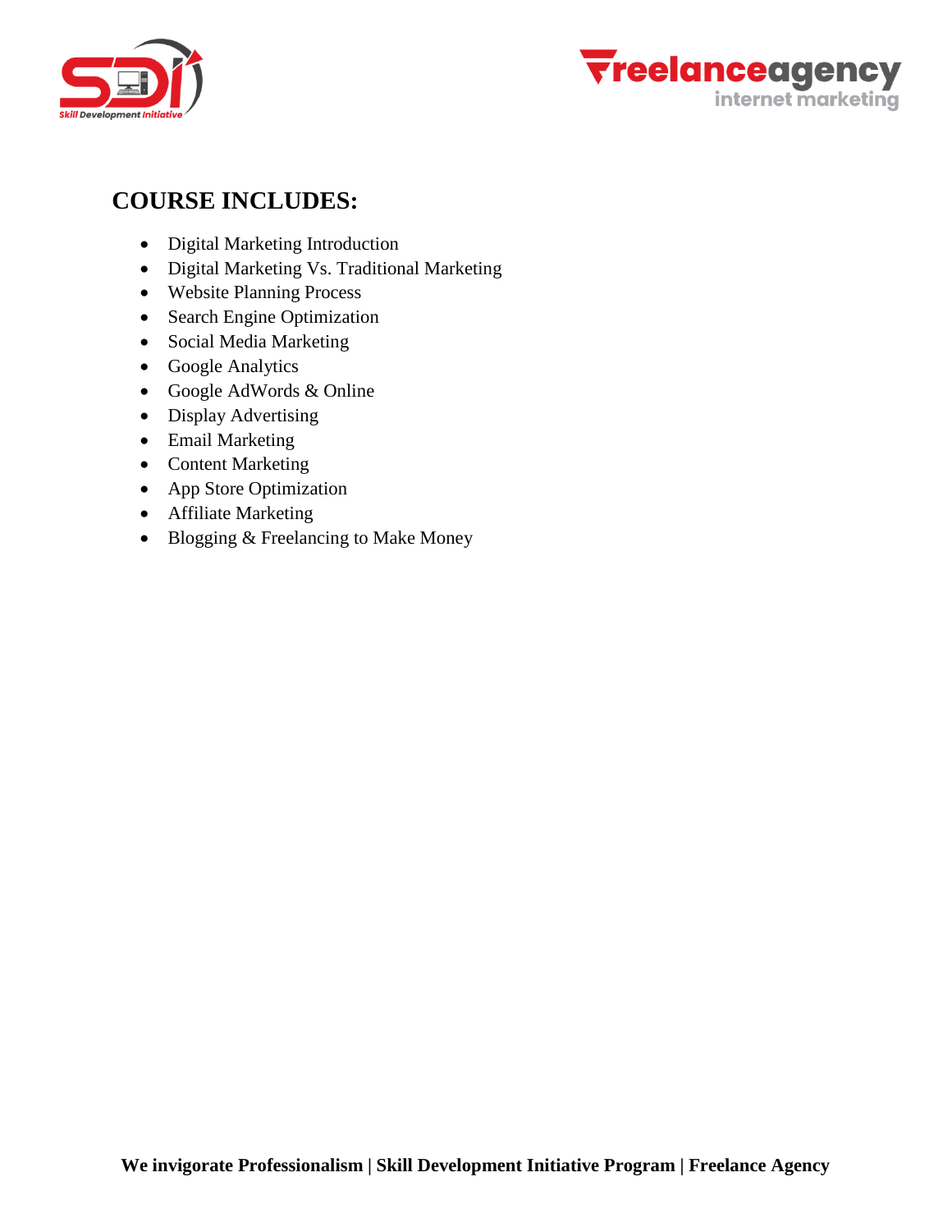## COURSE INCLUDES:

- Digital Marketing Introduction
- Digital Marketing Vs. Traditional Marketing
- Website Planning Process
- Search Engine Optimization
- Social Media Marketing
- Google Analytics
- Google AdWords & Online
- Display Advertising
- Email Marketing
- Content Marketing
- App Store Optimization
- Affiliate Marketing
- Blogging & Freelancing to Make Money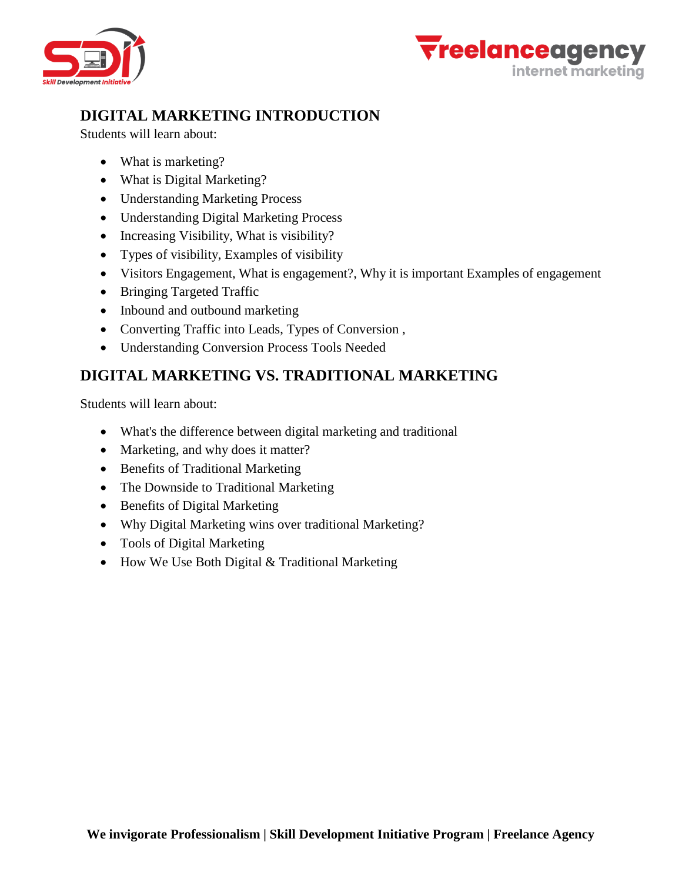## DIGITAL MARKETING INTRODUCTION

Students will learn about:

- What is marketing?
- What is Digital Marketing?
- Understanding Marketing Process
- Understanding Digital Marketing Process
- Increasing Visibility, What is visibility?
- Types of visibility, Examples of visibility
- Visitors Engagement, What is engagement?, Why it is important Examples of engagement
- Bringing Targeted Traffic
- Inbound and outbound marketing
- Converting Traffic into Leads, Types of Conversion ,
- Understanding Conversion Process Tools Needed

## DIGITAL MARKETING VS. TRADITIONAL MARKETING

Students will learn about:

- What's the difference between digital marketing and traditional
- Marketing, and why does it matter?
- Benefits of Traditional Marketing
- The Downside to Traditional Marketing
- Benefits of Digital Marketing
- Why Digital Marketing wins over traditional Marketing?
- Tools of Digital Marketing
- How We Use Both Digital & Traditional Marketing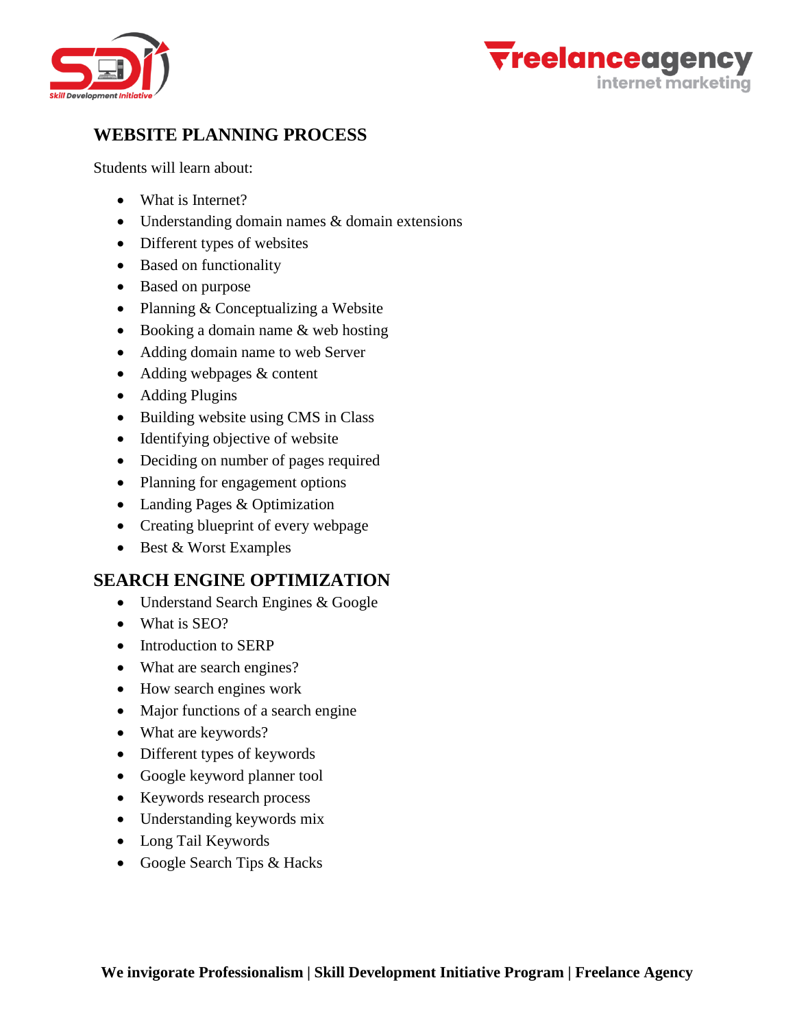## WEBSITE PLANNING PROCESS

Students will learn about:

- What is Internet?
- Understanding domain names & domain extensions
- Different types of websites
- Based on functionality
- Based on purpose
- Planning & Conceptualizing a Website
- Booking a domain name & web hosting
- Adding domain name to web Server
- Adding webpages & content
- Adding Plugins
- Building website using CMS in Class
- Identifying objective of website
- Deciding on number of pages required
- Planning for engagement options
- Landing Pages & Optimization
- Creating blueprint of every webpage
- Best & Worst Examples

## SEARCH ENGINE OPTIMIZATION

- Understand Search Engines & Google
- What is SEO?
- Introduction to SERP
- What are search engines?
- How search engines work
- Major functions of a search engine
- What are keywords?
- Different types of keywords
- Google keyword planner tool
- Keywords research process
- Understanding keywords mix
- Long Tail Keywords
- Google Search Tips & Hacks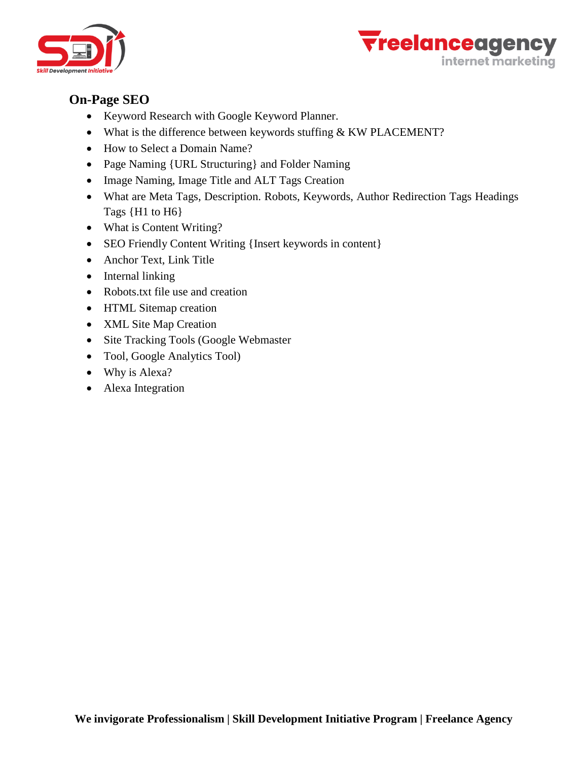## On-Page SEO

- Keyword Research with Google Keyword Planner.
- What is the difference between keywords stuffing & KW PLACEMENT?
- How to Select a Domain Name?
- Page Naming {URL Structuring} and Folder Naming
- Image Naming, Image Title and ALT Tags Creation
- What are Meta Tags, Description. Robots, Keywords, Author Redirection Tags Headings Tags {H1 to H6}
- What is Content Writing?
- SEO Friendly Content Writing {Insert keywords in content}
- Anchor Text, Link Title
- Internal linking
- Robots.txt file use and creation
- HTML Sitemap creation
- XML Site Map Creation
- Site Tracking Tools (Google Webmaster
- Tool, Google Analytics Tool)
- Why is Alexa?
- Alexa Integration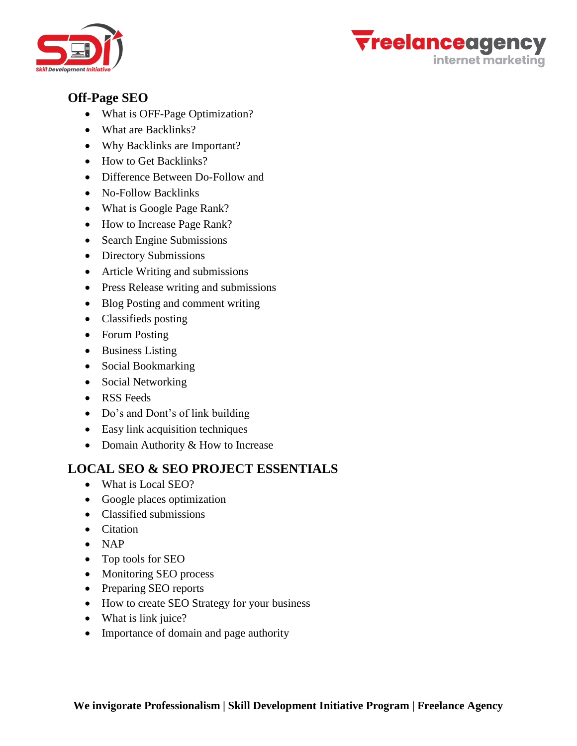## Off-Page SEO

- What is OFF-Page Optimization?
- What are Backlinks?
- Why Backlinks are Important?
- How to Get Backlinks?
- Difference Between Do-Follow and
- No-Follow Backlinks
- What is Google Page Rank?
- How to Increase Page Rank?
- Search Engine Submissions
- Directory Submissions
- Article Writing and submissions
- Press Release writing and submissions
- Blog Posting and comment writing
- Classifieds posting
- Forum Posting
- Business Listing
- Social Bookmarking
- Social Networking
- RSS Feeds
- Do's and Dont's of link building
- Easy link acquisition techniques
- Domain Authority & How to Increase

## LOCAL SEO & SEO PROJECT ESSENTIALS

- What is Local SEO?
- Google places optimization
- Classified submissions
- Citation
- NAP
- Top tools for SEO
- Monitoring SEO process
- Preparing SEO reports
- How to create SEO Strategy for your business
- What is link juice?
- Importance of domain and page authority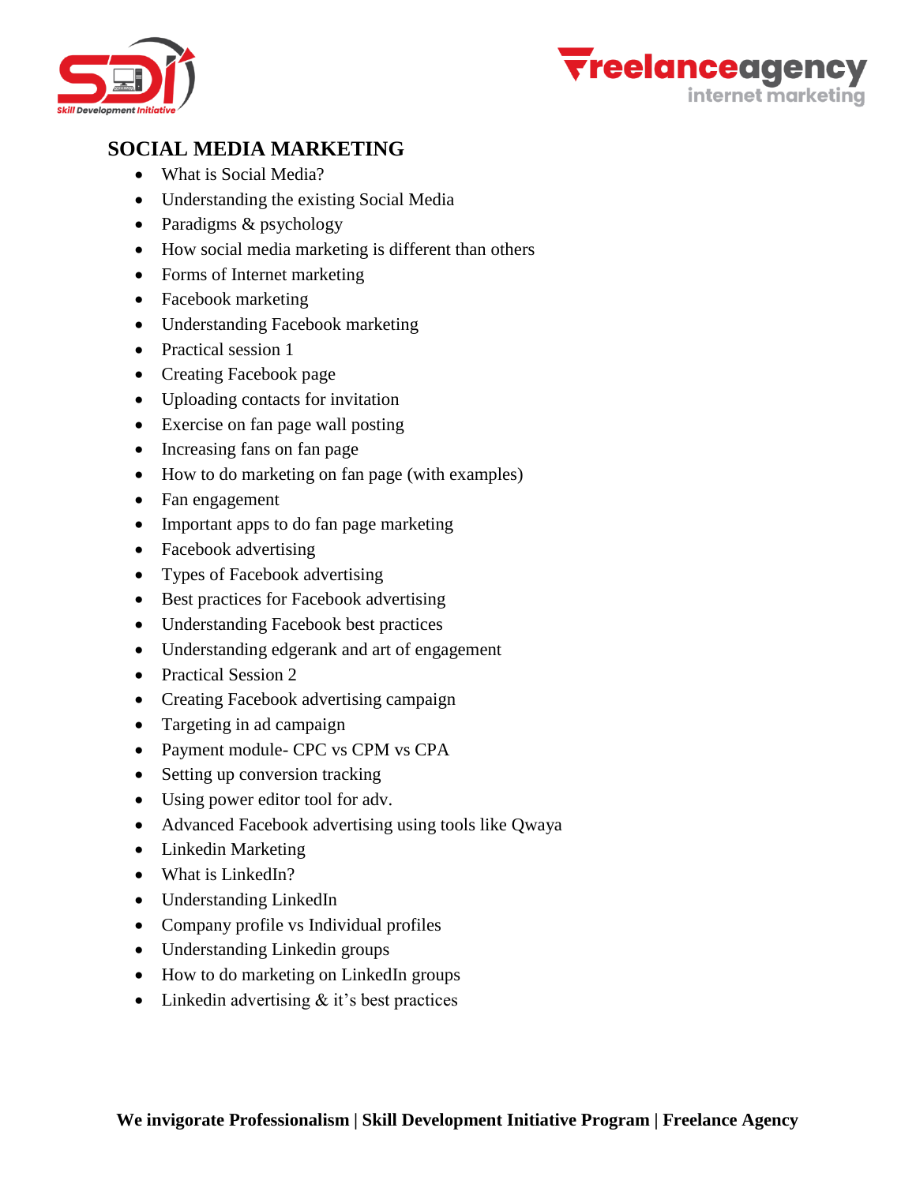## SOCIAL MEDIA MARKETING

- What is Social Media?
- Understanding the existing Social Media
- Paradigms & psychology
- How social media marketing is different than others
- Forms of Internet marketing
- Facebook marketing
- Understanding Facebook marketing
- Practical session 1
- Creating Facebook page
- Uploading contacts for invitation
- Exercise on fan page wall posting
- Increasing fans on fan page
- How to do marketing on fan page (with examples)
- Fan engagement
- Important apps to do fan page marketing
- Facebook advertising
- Types of Facebook advertising
- Best practices for Facebook advertising
- Understanding Facebook best practices
- Understanding edgerank and art of engagement
- Practical Session 2
- Creating Facebook advertising campaign
- Targeting in ad campaign
- Payment module- CPC vs CPM vs CPA
- Setting up conversion tracking
- Using power editor tool for adv.
- Advanced Facebook advertising using tools like Qwaya
- Linkedin Marketing
- What is LinkedIn?
- Understanding LinkedIn
- Company profile vs Individual profiles
- Understanding Linkedin groups
- How to do marketing on LinkedIn groups
- Linkedin advertising & it's best practices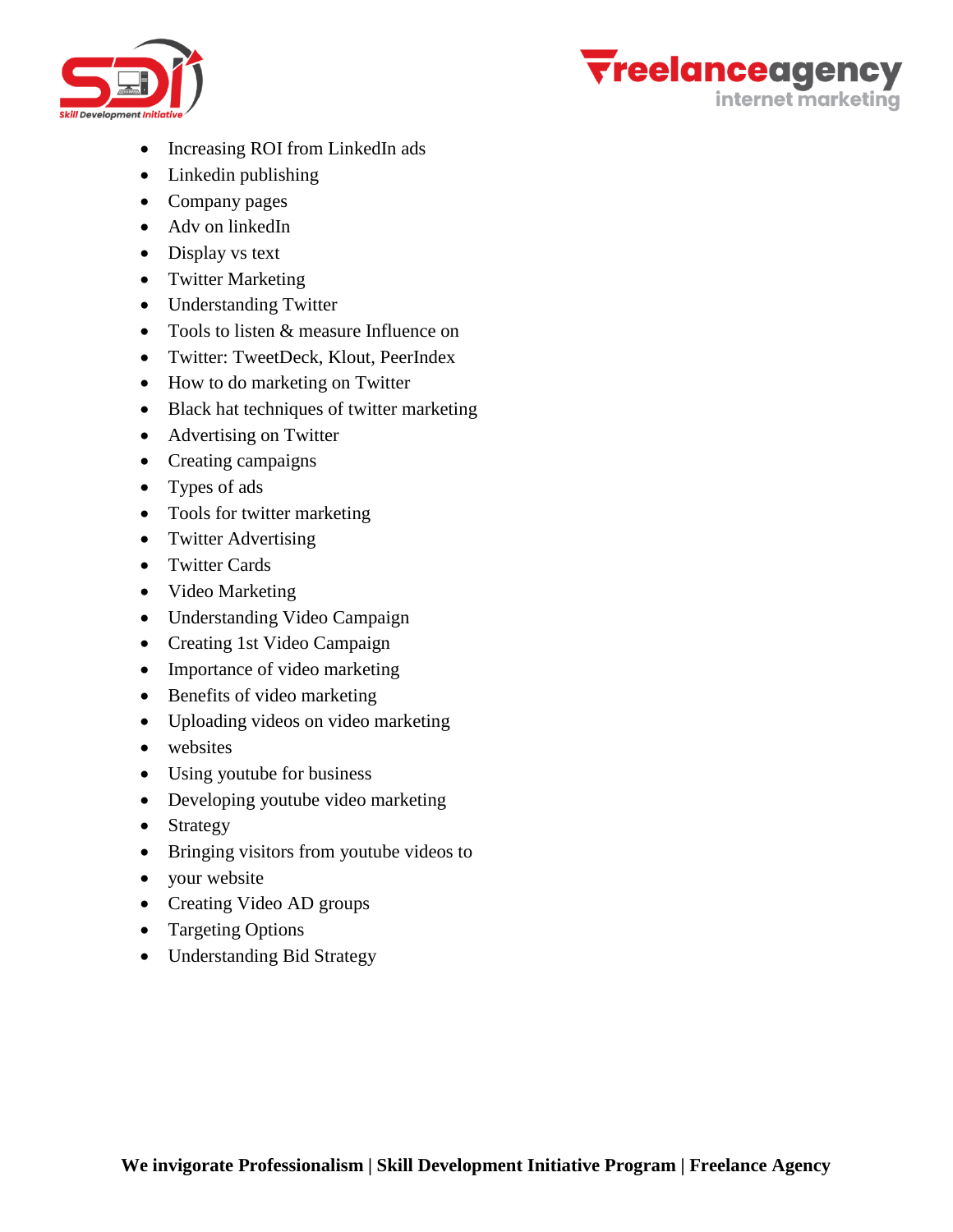- Increasing ROI from LinkedIn ads
- Linkedin publishing
- Company pages
- Adv on linkedIn
- Display vs text
- Twitter Marketing
- Understanding Twitter
- Tools to listen & measure Influence on
- Twitter: TweetDeck, Klout, PeerIndex
- How to do marketing on Twitter
- Black hat techniques of twitter marketing
- Advertising on Twitter
- Creating campaigns
- Types of ads
- Tools for twitter marketing
- Twitter Advertising
- Twitter Cards
- Video Marketing
- Understanding Video Campaign
- Creating 1st Video Campaign
- Importance of video marketing
- Benefits of video marketing
- Uploading videos on video marketing
- websites
- Using youtube for business
- Developing youtube video marketing
- Strategy
- Bringing visitors from youtube videos to
- your website
- Creating Video AD groups
- Targeting Options
- Understanding Bid Strategy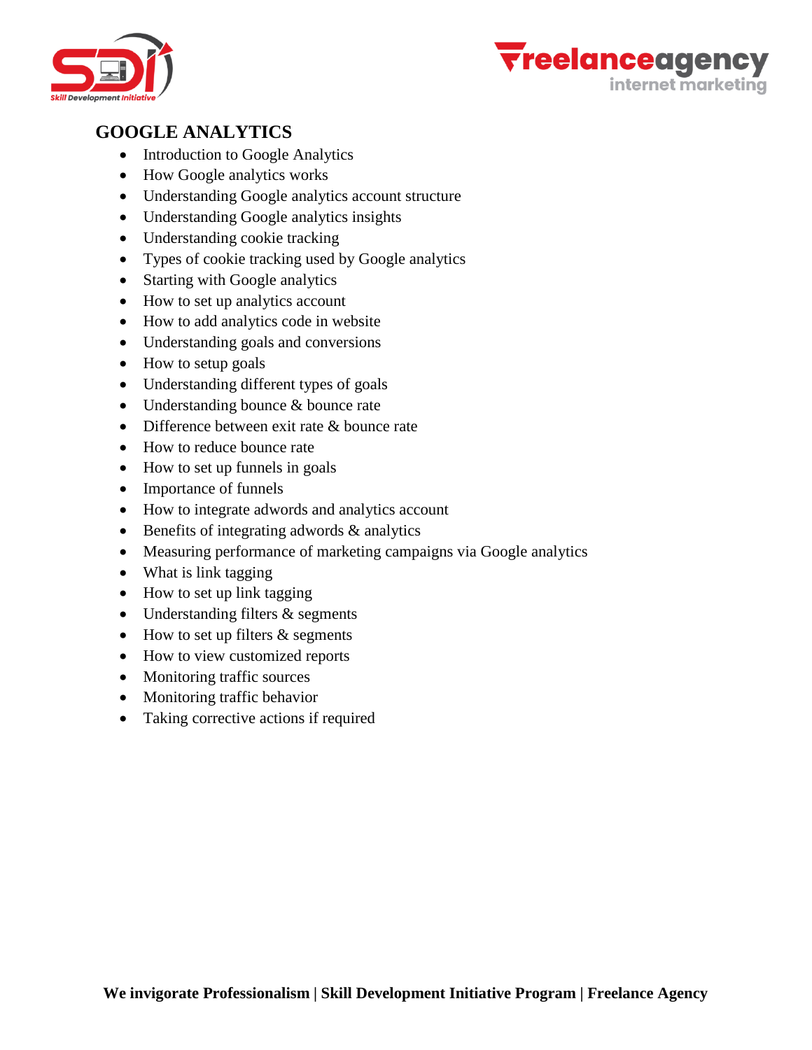## GOOGLE ANALYTICS

- Introduction to Google Analytics
- How Google analytics works
- Understanding Google analytics account structure
- Understanding Google analytics insights
- Understanding cookie tracking
- Types of cookie tracking used by Google analytics
- Starting with Google analytics
- How to set up analytics account
- How to add analytics code in website
- Understanding goals and conversions
- How to setup goals
- Understanding different types of goals
- Understanding bounce & bounce rate
- Difference between exit rate & bounce rate
- How to reduce bounce rate
- How to set up funnels in goals
- Importance of funnels
- How to integrate adwords and analytics account
- Benefits of integrating adwords & analytics
- Measuring performance of marketing campaigns via Google analytics
- What is link tagging
- How to set up link tagging
- Understanding filters & segments
- How to set up filters & segments
- How to view customized reports
- Monitoring traffic sources
- Monitoring traffic behavior
- Taking corrective actions if required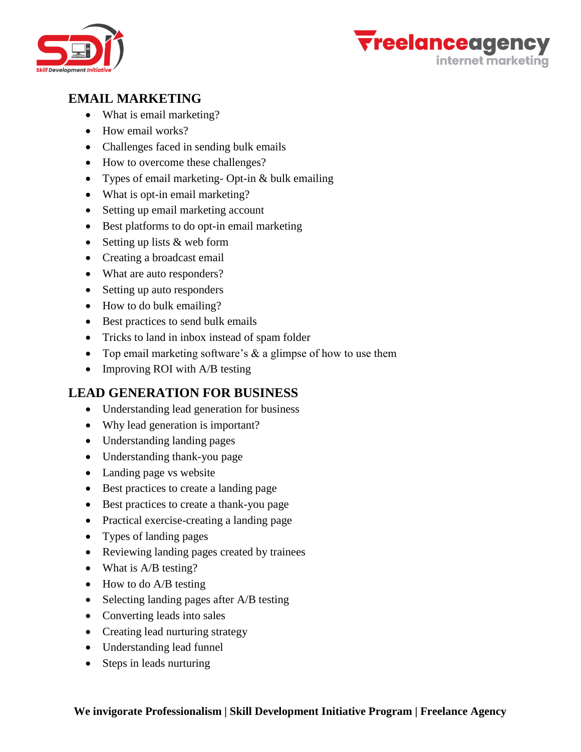## EMAIL MARKETING

- What is email marketing?
- How email works?
- Challenges faced in sending bulk emails
- How to overcome these challenges?
- Types of email marketing- Opt-in & bulk emailing
- What is opt-in email marketing?
- Setting up email marketing account
- Best platforms to do opt-in email marketing
- Setting up lists & web form
- Creating a broadcast email
- What are auto responders?
- Setting up auto responders
- How to do bulk emailing?
- Best practices to send bulk emails
- Tricks to land in inbox instead of spam folder
- Top email marketing software's & a glimpse of how to use them
- Improving ROI with A/B testing

## LEAD GENERATION FOR BUSINESS

- Understanding lead generation for business
- Why lead generation is important?
- Understanding landing pages
- Understanding thank-you page
- Landing page vs website
- Best practices to create a landing page
- Best practices to create a thank-you page
- Practical exercise-creating a landing page
- Types of landing pages
- Reviewing landing pages created by trainees
- What is A/B testing?
- How to do A/B testing
- Selecting landing pages after A/B testing
- Converting leads into sales
- Creating lead nurturing strategy
- Understanding lead funnel
- Steps in leads nurturing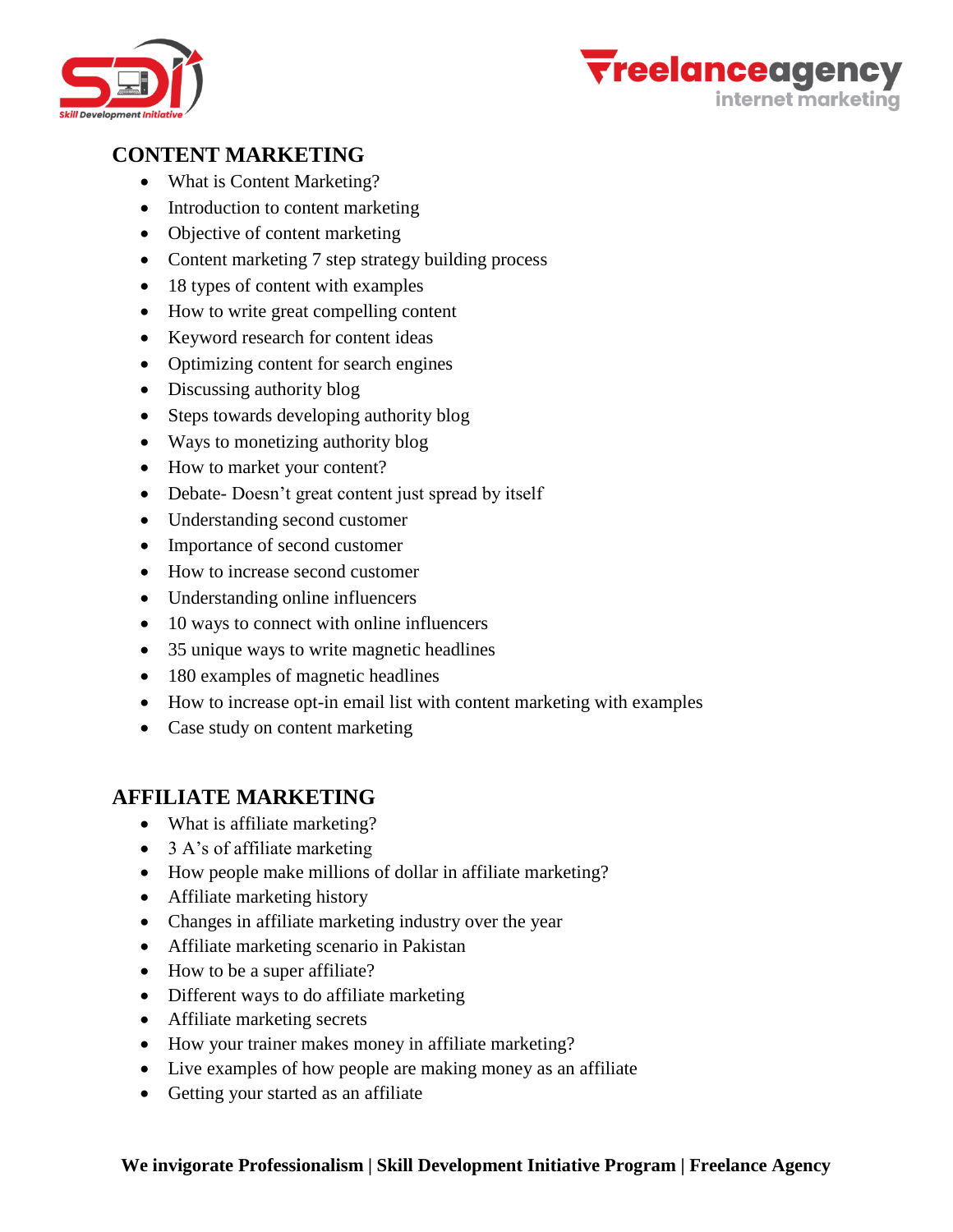## CONTENT MARKETING

- What is Content Marketing?
- Introduction to content marketing
- Objective of content marketing
- Content marketing 7 step strategy building process
- 18 types of content with examples
- How to write great compelling content
- Keyword research for content ideas
- Optimizing content for search engines
- Discussing authority blog
- Steps towards developing authority blog
- Ways to monetizing authority blog
- How to market your content?
- Debate- Doesn't great content just spread by itself
- Understanding second customer
- Importance of second customer
- How to increase second customer
- Understanding online influencers
- 10 ways to connect with online influencers
- 35 unique ways to write magnetic headlines
- 180 examples of magnetic headlines
- How to increase opt-in email list with content marketing with examples
- Case study on content marketing

## AFFILIATE MARKETING

- What is affiliate marketing?
- 3 A's of affiliate marketing
- How people make millions of dollar in affiliate marketing?
- Affiliate marketing history
- Changes in affiliate marketing industry over the year
- Affiliate marketing scenario in Pakistan
- How to be a super affiliate?
- Different ways to do affiliate marketing
- Affiliate marketing secrets
- How your trainer makes money in affiliate marketing?
- Live examples of how people are making money as an affiliate
- Getting your started as an affiliate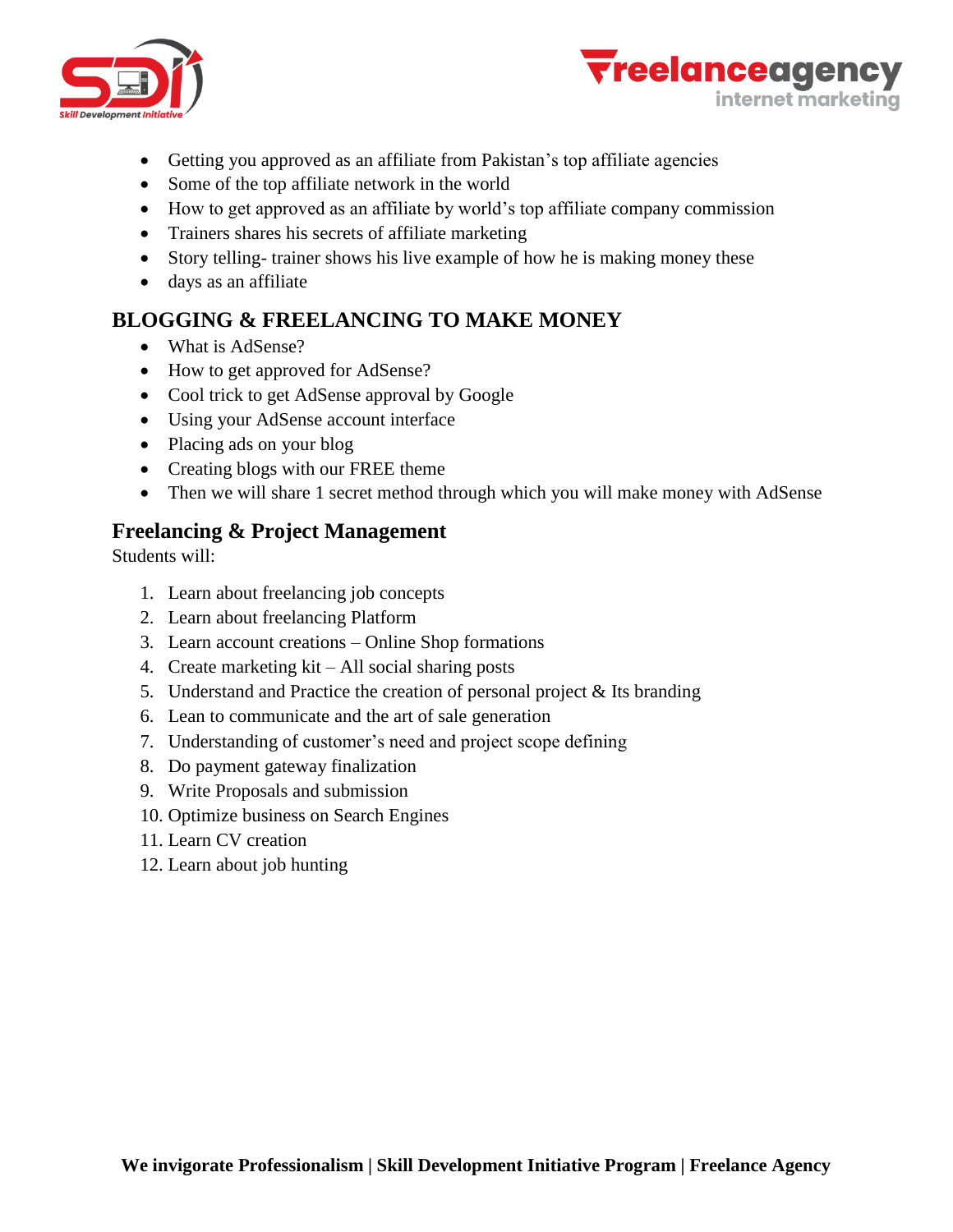- Getting you approved as an affiliate from Pakistan's top affiliate agencies
- Some of the top affiliate network in the world
- How to get approved as an affiliate by world's top affiliate company commission
- Trainers shares his secrets of affiliate marketing
- Story telling- trainer shows his live example of how he is making money these
- days as an affiliate

## BLOGGING & FREELANCING TO MAKE MONEY

- What is AdSense?
- How to get approved for AdSense?
- Cool trick to get AdSense approval by Google
- Using your AdSense account interface
- Placing ads on your blog
- Creating blogs with our FREE theme
- Then we will share 1 secret method through which you will make money with AdSense

## Freelancing & Project Management

Students will:

1. Learn about freelancing job concepts
2. Learn about freelancing Platform
3. Learn account creations – Online Shop formations
4. Create marketing kit – All social sharing posts
5. Understand and Practice the creation of personal project & Its branding
6. Lean to communicate and the art of sale generation
7. Understanding of customer's need and project scope defining
8. Do payment gateway finalization
9. Write Proposals and submission
10. Optimize business on Search Engines
11. Learn CV creation
12. Learn about job hunting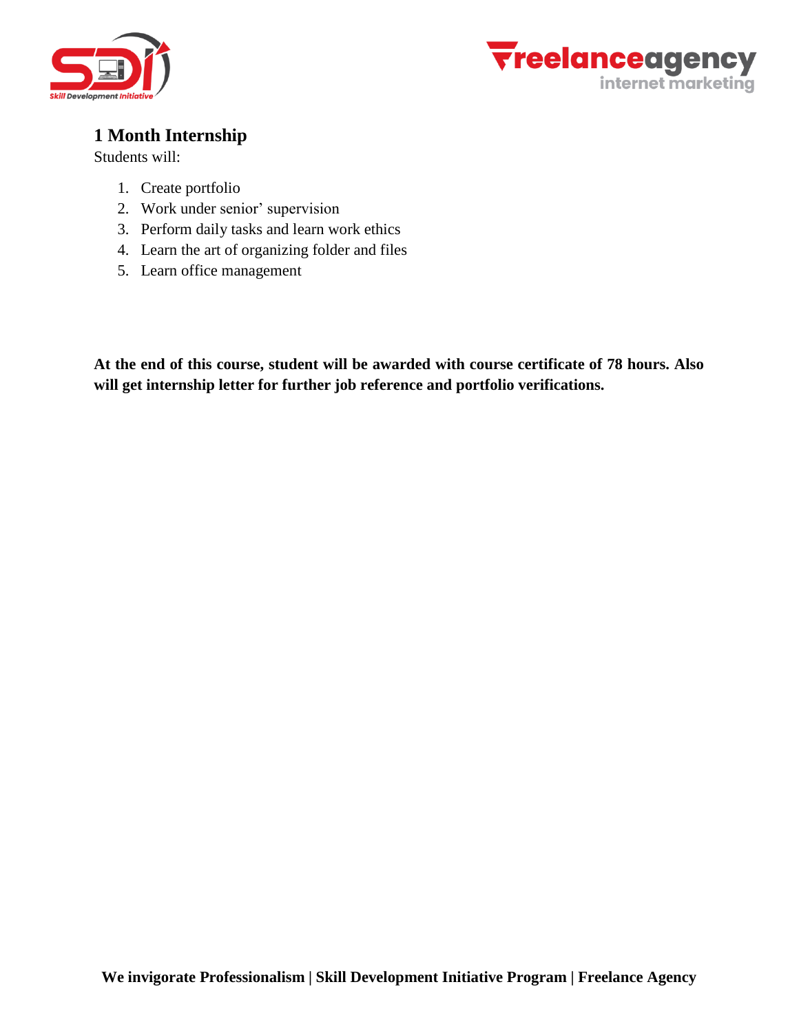## 1 Month Internship

Students will:

1. Create portfolio
2. Work under senior' supervision
3. Perform daily tasks and learn work ethics
4. Learn the art of organizing folder and files
5. Learn office management

**At the end of this course, student will be awarded with course certificate of 78 hours. Also will get internship letter for further job reference and portfolio verifications.**